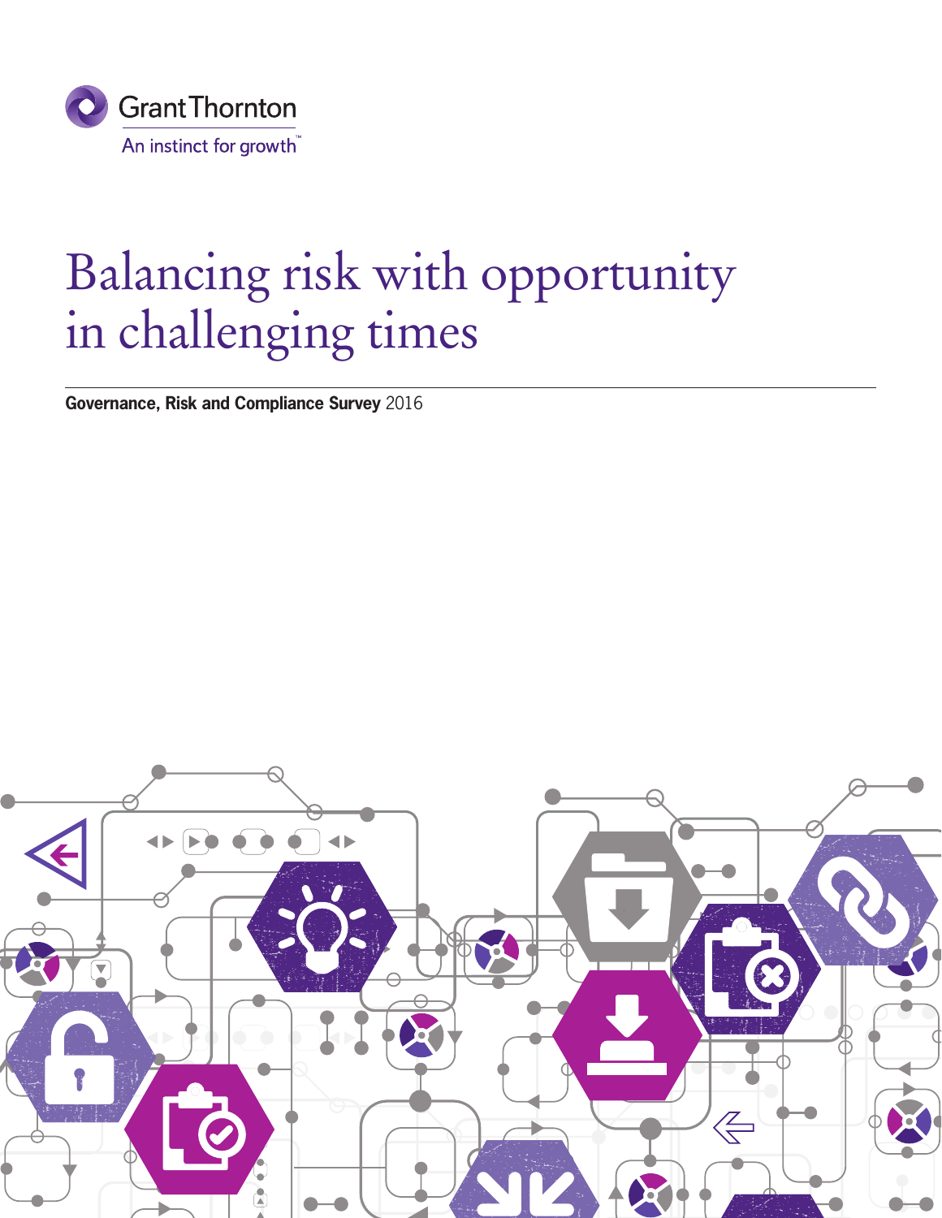Grant Thornton

An instinct for growth™

# Balancing risk with opportunity in challenging times

**Governance, Risk and Compliance Survey** 2016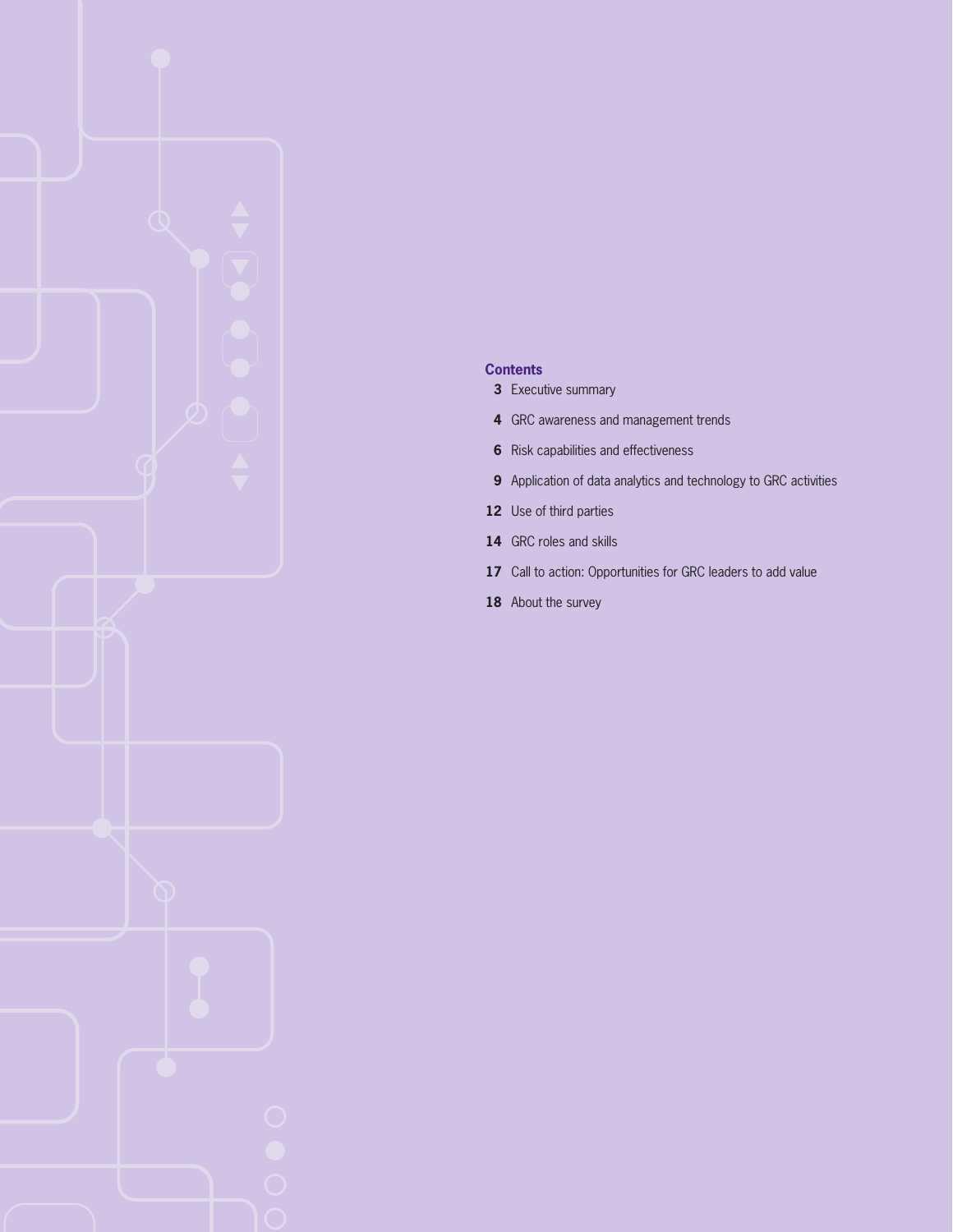## Contents

| | |
|---|---|
| **3** | Executive summary |
| **4** | GRC awareness and management trends |
| **6** | Risk capabilities and effectiveness |
| **9** | Application of data analytics and technology to GRC activities |
| **12** | Use of third parties |
| **14** | GRC roles and skills |
| **17** | Call to action: Opportunities for GRC leaders to add value |
| **18** | About the survey |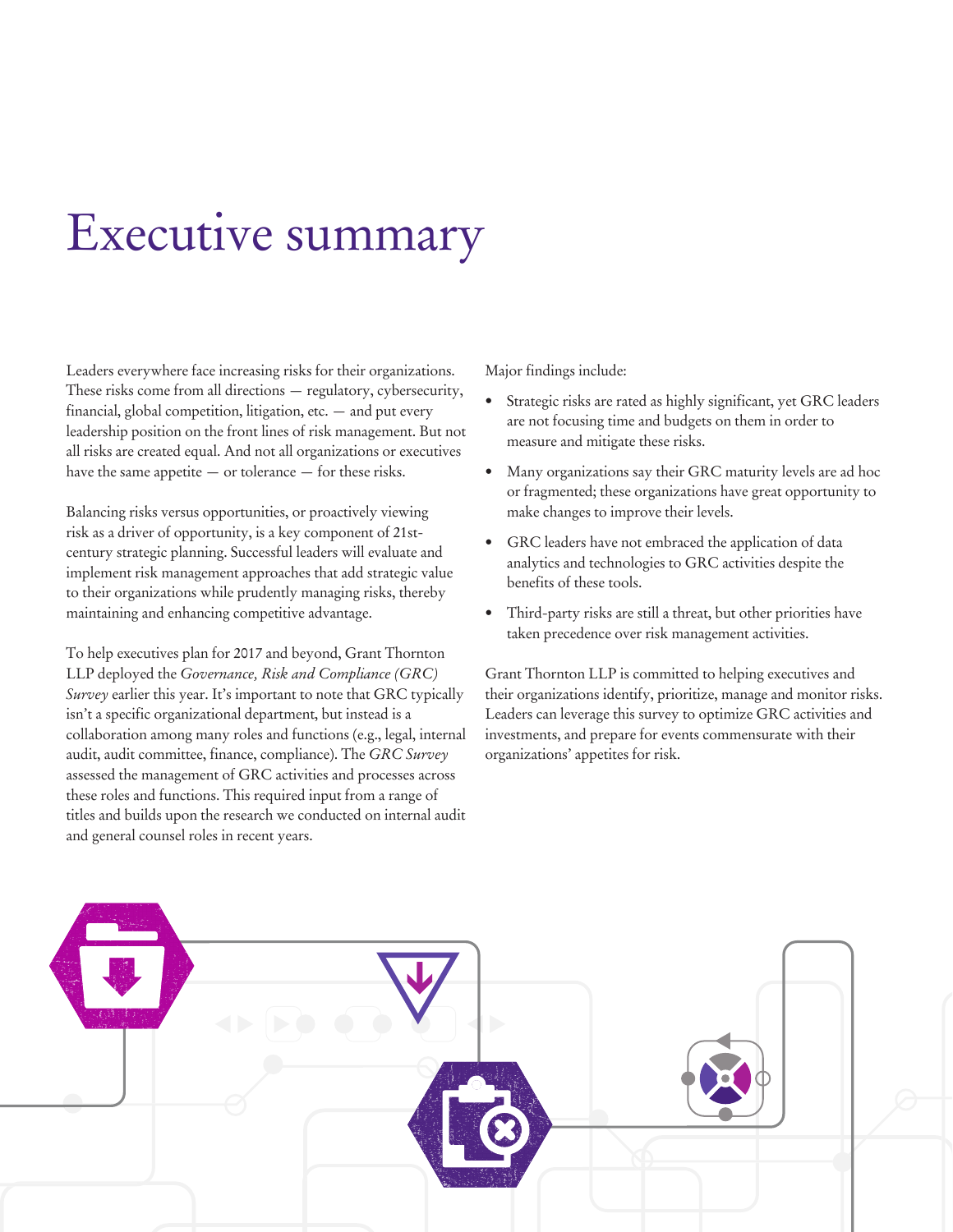# Executive summary

Leaders everywhere face increasing risks for their organizations. These risks come from all directions — regulatory, cybersecurity, financial, global competition, litigation, etc. — and put every leadership position on the front lines of risk management. But not all risks are created equal. And not all organizations or executives have the same appetite — or tolerance — for these risks.

Balancing risks versus opportunities, or proactively viewing risk as a driver of opportunity, is a key component of 21st-century strategic planning. Successful leaders will evaluate and implement risk management approaches that add strategic value to their organizations while prudently managing risks, thereby maintaining and enhancing competitive advantage.

To help executives plan for 2017 and beyond, Grant Thornton LLP deployed the *Governance, Risk and Compliance (GRC) Survey* earlier this year. It's important to note that GRC typically isn't a specific organizational department, but instead is a collaboration among many roles and functions (e.g., legal, internal audit, audit committee, finance, compliance). The *GRC Survey* assessed the management of GRC activities and processes across these roles and functions. This required input from a range of titles and builds upon the research we conducted on internal audit and general counsel roles in recent years.

Major findings include:

- Strategic risks are rated as highly significant, yet GRC leaders are not focusing time and budgets on them in order to measure and mitigate these risks.
- Many organizations say their GRC maturity levels are ad hoc or fragmented; these organizations have great opportunity to make changes to improve their levels.
- GRC leaders have not embraced the application of data analytics and technologies to GRC activities despite the benefits of these tools.
- Third-party risks are still a threat, but other priorities have taken precedence over risk management activities.

Grant Thornton LLP is committed to helping executives and their organizations identify, prioritize, manage and monitor risks. Leaders can leverage this survey to optimize GRC activities and investments, and prepare for events commensurate with their organizations' appetites for risk.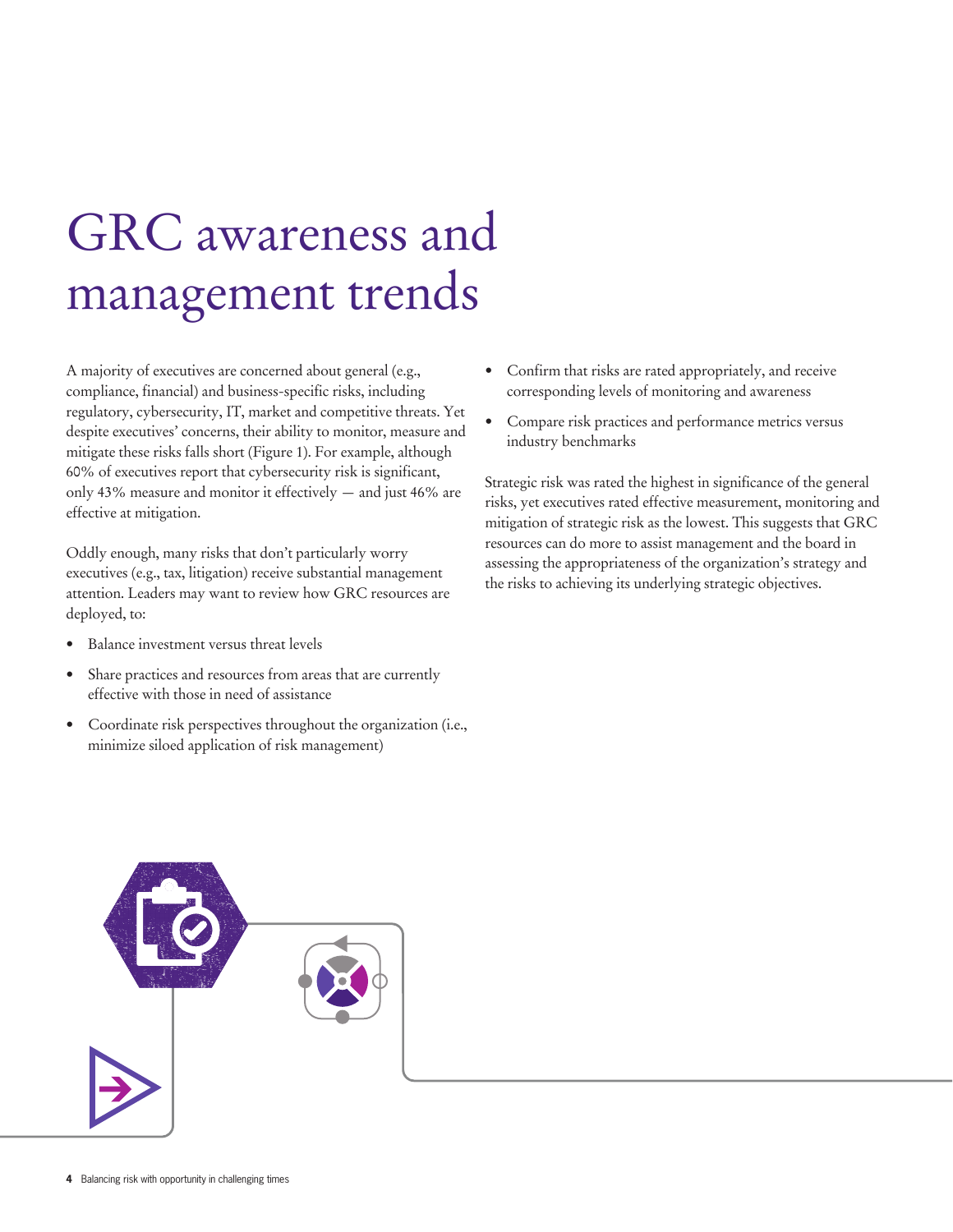# GRC awareness and management trends

A majority of executives are concerned about general (e.g., compliance, financial) and business-specific risks, including regulatory, cybersecurity, IT, market and competitive threats. Yet despite executives' concerns, their ability to monitor, measure and mitigate these risks falls short (Figure 1). For example, although 60% of executives report that cybersecurity risk is significant, only 43% measure and monitor it effectively — and just 46% are effective at mitigation.

Oddly enough, many risks that don't particularly worry executives (e.g., tax, litigation) receive substantial management attention. Leaders may want to review how GRC resources are deployed, to:

- Balance investment versus threat levels
- Share practices and resources from areas that are currently effective with those in need of assistance
- Coordinate risk perspectives throughout the organization (i.e., minimize siloed application of risk management)
- Confirm that risks are rated appropriately, and receive corresponding levels of monitoring and awareness
- Compare risk practices and performance metrics versus industry benchmarks

Strategic risk was rated the highest in significance of the general risks, yet executives rated effective measurement, monitoring and mitigation of strategic risk as the lowest. This suggests that GRC resources can do more to assist management and the board in assessing the appropriateness of the organization's strategy and the risks to achieving its underlying strategic objectives.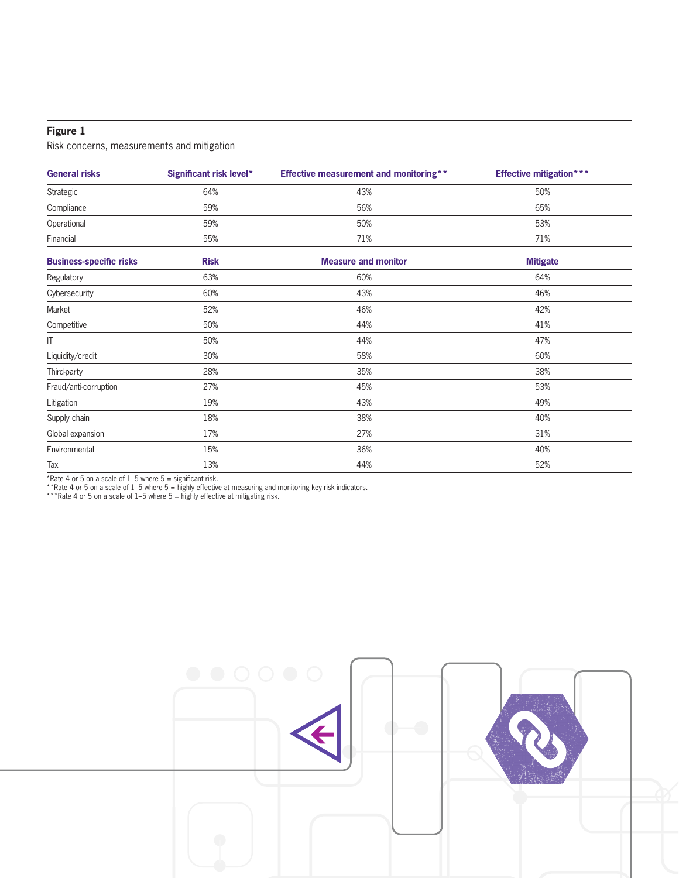**Figure 1**

Risk concerns, measurements and mitigation

| General risks | Significant risk level* | Effective measurement and monitoring** | Effective mitigation*** |
|---|---|---|---|
| Strategic | 64% | 43% | 50% |
| Compliance | 59% | 56% | 65% |
| Operational | 59% | 50% | 53% |
| Financial | 55% | 71% | 71% |
| **Business-specific risks** | **Risk** | **Measure and monitor** | **Mitigate** |
| Regulatory | 63% | 60% | 64% |
| Cybersecurity | 60% | 43% | 46% |
| Market | 52% | 46% | 42% |
| Competitive | 50% | 44% | 41% |
| IT | 50% | 44% | 47% |
| Liquidity/credit | 30% | 58% | 60% |
| Third-party | 28% | 35% | 38% |
| Fraud/anti-corruption | 27% | 45% | 53% |
| Litigation | 19% | 43% | 49% |
| Supply chain | 18% | 38% | 40% |
| Global expansion | 17% | 27% | 31% |
| Environmental | 15% | 36% | 40% |
| Tax | 13% | 44% | 52% |

*Rate 4 or 5 on a scale of 1–5 where 5 = significant risk.
**Rate 4 or 5 on a scale of 1–5 where 5 = highly effective at measuring and monitoring key risk indicators.
***Rate 4 or 5 on a scale of 1–5 where 5 = highly effective at mitigating risk.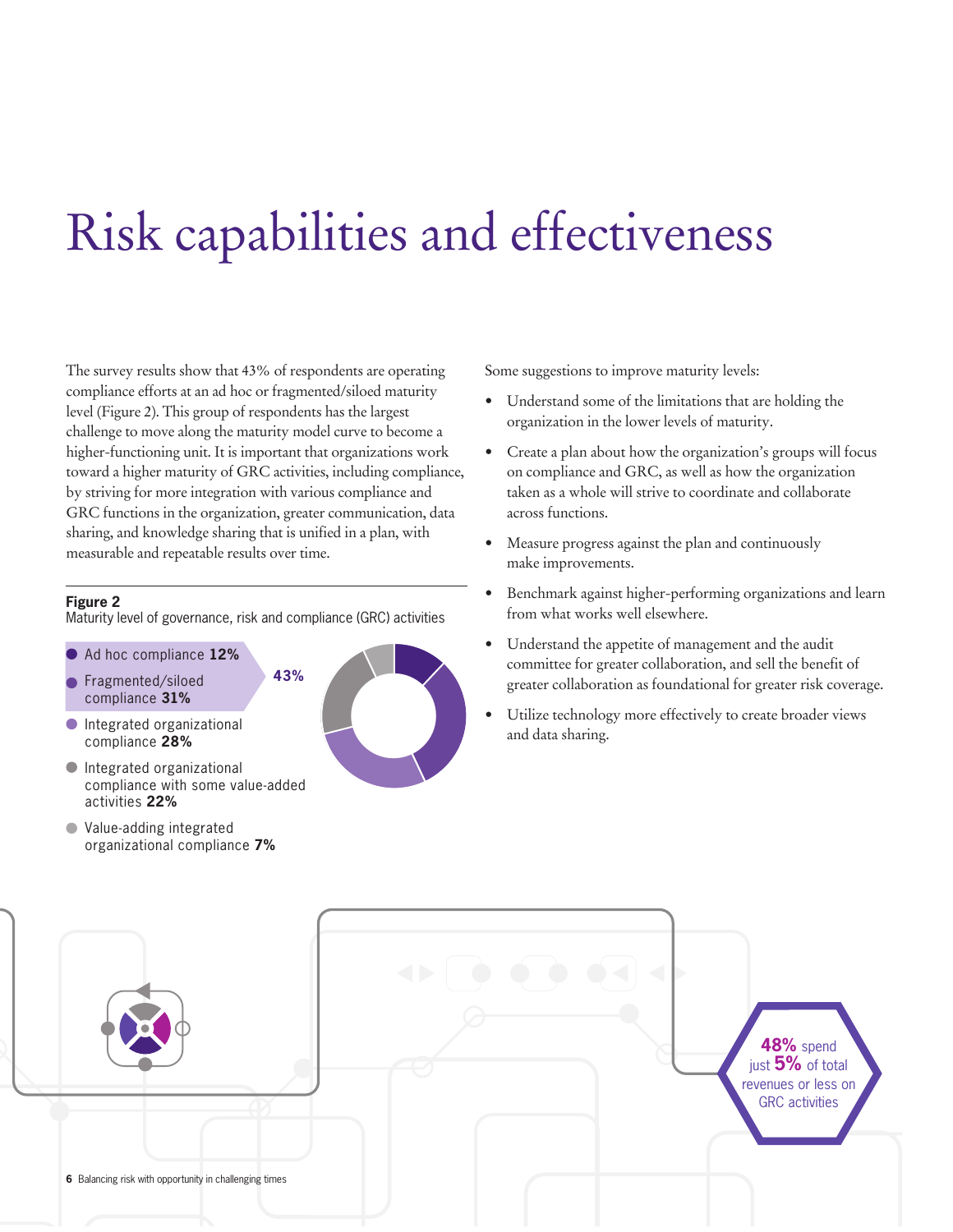# Risk capabilities and effectiveness

The survey results show that 43% of respondents are operating compliance efforts at an ad hoc or fragmented/siloed maturity level (Figure 2). This group of respondents has the largest challenge to move along the maturity model curve to become a higher-functioning unit. It is important that organizations work toward a higher maturity of GRC activities, including compliance, by striving for more integration with various compliance and GRC functions in the organization, greater communication, data sharing, and knowledge sharing that is unified in a plan, with measurable and repeatable results over time.

**Figure 2**
Maturity level of governance, risk and compliance (GRC) activities

- Ad hoc compliance **12%**
- Fragmented/siloed compliance **31%**
- Integrated organizational compliance **28%**
- Integrated organizational compliance with some value-added activities **22%**
- Value-adding integrated organizational compliance **7%**

**43%** (Ad hoc compliance and Fragmented/siloed compliance)

Some suggestions to improve maturity levels:

- Understand some of the limitations that are holding the organization in the lower levels of maturity.
- Create a plan about how the organization's groups will focus on compliance and GRC, as well as how the organization taken as a whole will strive to coordinate and collaborate across functions.
- Measure progress against the plan and continuously make improvements.
- Benchmark against higher-performing organizations and learn from what works well elsewhere.
- Understand the appetite of management and the audit committee for greater collaboration, and sell the benefit of greater collaboration as foundational for greater risk coverage.
- Utilize technology more effectively to create broader views and data sharing.

**48%** spend just **5%** of total revenues or less on GRC activities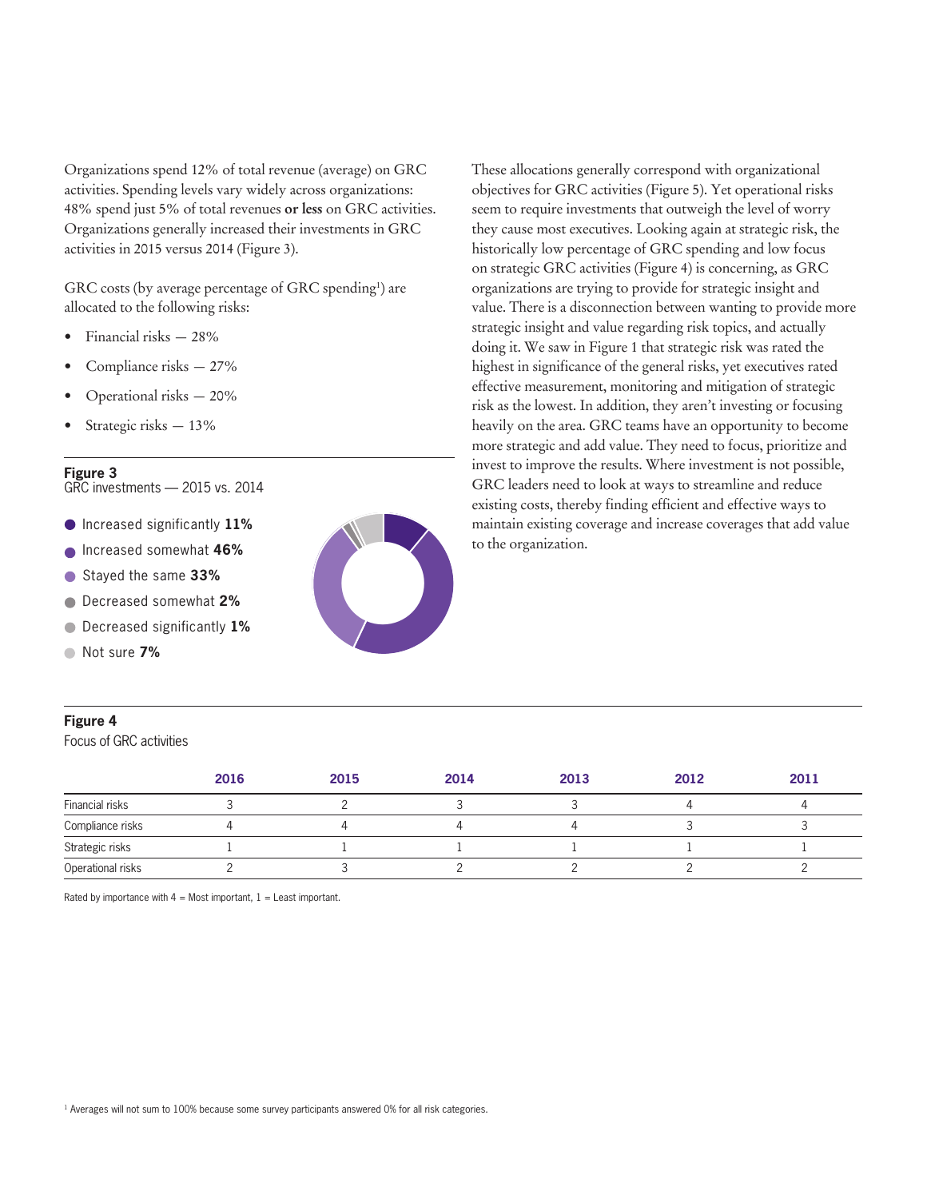Organizations spend 12% of total revenue (average) on GRC activities. Spending levels vary widely across organizations: 48% spend just 5% of total revenues **or less** on GRC activities. Organizations generally increased their investments in GRC activities in 2015 versus 2014 (Figure 3).

GRC costs (by average percentage of GRC spending[1]) are allocated to the following risks:

- Financial risks — 28%
- Compliance risks — 27%
- Operational risks — 20%
- Strategic risks — 13%

**Figure 3**
GRC investments — 2015 vs. 2014

- Increased significantly **11%**
- Increased somewhat **46%**
- Stayed the same **33%**
- Decreased somewhat **2%**
- Decreased significantly **1%**
- Not sure **7%**

These allocations generally correspond with organizational objectives for GRC activities (Figure 5). Yet operational risks seem to require investments that outweigh the level of worry they cause most executives. Looking again at strategic risk, the historically low percentage of GRC spending and low focus on strategic GRC activities (Figure 4) is concerning, as GRC organizations are trying to provide for strategic insight and value. There is a disconnection between wanting to provide more strategic insight and value regarding risk topics, and actually doing it. We saw in Figure 1 that strategic risk was rated the highest in significance of the general risks, yet executives rated effective measurement, monitoring and mitigation of strategic risk as the lowest. In addition, they aren't investing or focusing heavily on the area. GRC teams have an opportunity to become more strategic and add value. They need to focus, prioritize and invest to improve the results. Where investment is not possible, GRC leaders need to look at ways to streamline and reduce existing costs, thereby finding efficient and effective ways to maintain existing coverage and increase coverages that add value to the organization.

**Figure 4**
Focus of GRC activities

| | 2016 | 2015 | 2014 | 2013 | 2012 | 2011 |
|---|---|---|---|---|---|---|
| Financial risks | 3 | 2 | 3 | 3 | 4 | 4 |
| Compliance risks | 4 | 4 | 4 | 4 | 3 | 3 |
| Strategic risks | 1 | 1 | 1 | 1 | 1 | 1 |
| Operational risks | 2 | 3 | 2 | 2 | 2 | 2 |

Rated by importance with 4 = Most important, 1 = Least important.

[1] Averages will not sum to 100% because some survey participants answered 0% for all risk categories.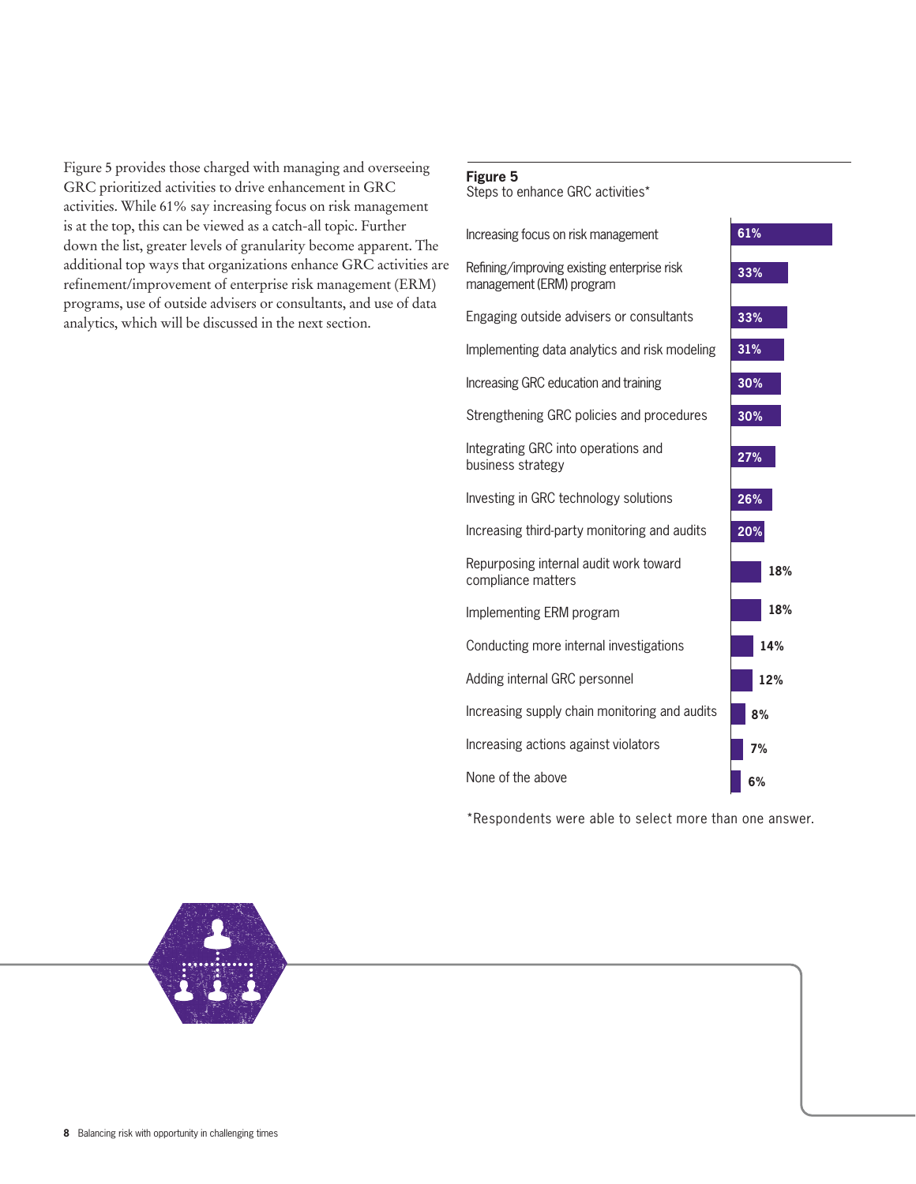Figure 5 provides those charged with managing and overseeing GRC prioritized activities to drive enhancement in GRC activities. While 61% say increasing focus on risk management is at the top, this can be viewed as a catch-all topic. Further down the list, greater levels of granularity become apparent. The additional top ways that organizations enhance GRC activities are refinement/improvement of enterprise risk management (ERM) programs, use of outside advisers or consultants, and use of data analytics, which will be discussed in the next section.

**Figure 5**
Steps to enhance GRC activities*

| Step | Percentage |
|---|---|
| Increasing focus on risk management | 61% |
| Refining/improving existing enterprise risk management (ERM) program | 33% |
| Engaging outside advisers or consultants | 33% |
| Implementing data analytics and risk modeling | 31% |
| Increasing GRC education and training | 30% |
| Strengthening GRC policies and procedures | 30% |
| Integrating GRC into operations and business strategy | 27% |
| Investing in GRC technology solutions | 26% |
| Increasing third-party monitoring and audits | 20% |
| Repurposing internal audit work toward compliance matters | 18% |
| Implementing ERM program | 18% |
| Conducting more internal investigations | 14% |
| Adding internal GRC personnel | 12% |
| Increasing supply chain monitoring and audits | 8% |
| Increasing actions against violators | 7% |
| None of the above | 6% |

*Respondents were able to select more than one answer.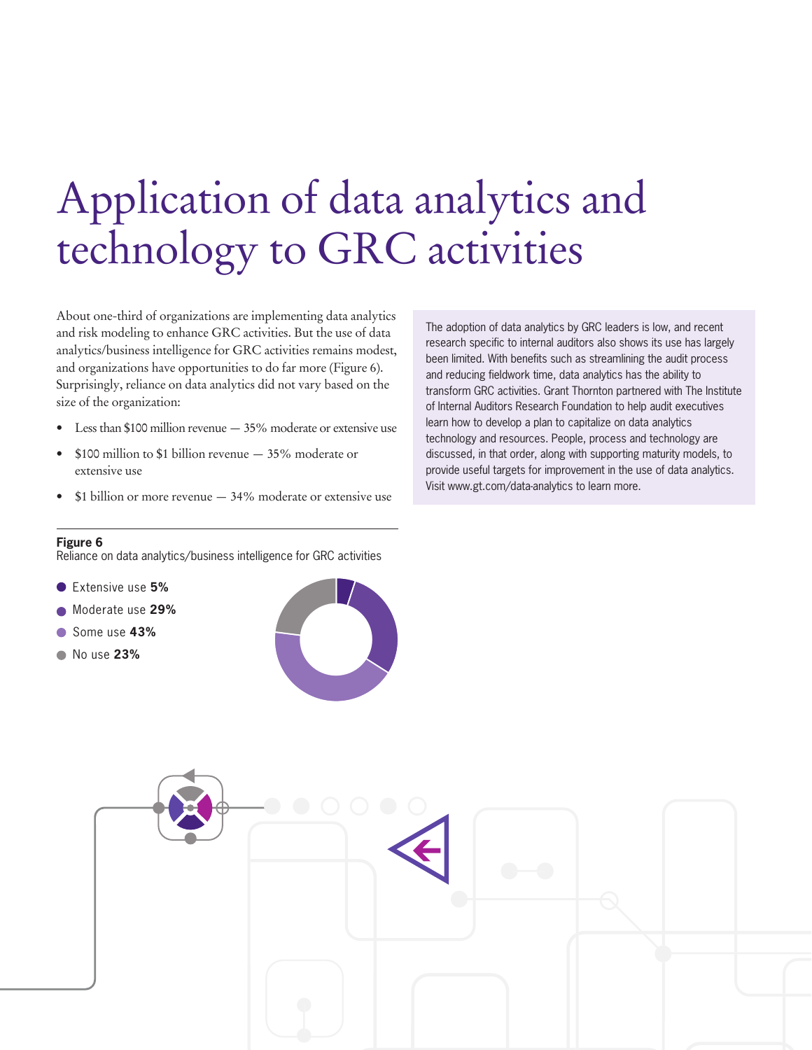# Application of data analytics and technology to GRC activities

About one-third of organizations are implementing data analytics and risk modeling to enhance GRC activities. But the use of data analytics/business intelligence for GRC activities remains modest, and organizations have opportunities to do far more (Figure 6). Surprisingly, reliance on data analytics did not vary based on the size of the organization:

- Less than $100 million revenue — 35% moderate or extensive use
- $100 million to $1 billion revenue — 35% moderate or extensive use
- $1 billion or more revenue — 34% moderate or extensive use

The adoption of data analytics by GRC leaders is low, and recent research specific to internal auditors also shows its use has largely been limited. With benefits such as streamlining the audit process and reducing fieldwork time, data analytics has the ability to transform GRC activities. Grant Thornton partnered with The Institute of Internal Auditors Research Foundation to help audit executives learn how to develop a plan to capitalize on data analytics technology and resources. People, process and technology are discussed, in that order, along with supporting maturity models, to provide useful targets for improvement in the use of data analytics. Visit www.gt.com/data-analytics to learn more.

**Figure 6**
Reliance on data analytics/business intelligence for GRC activities

- Extensive use **5%**
- Moderate use **29%**
- Some use **43%**
- No use **23%**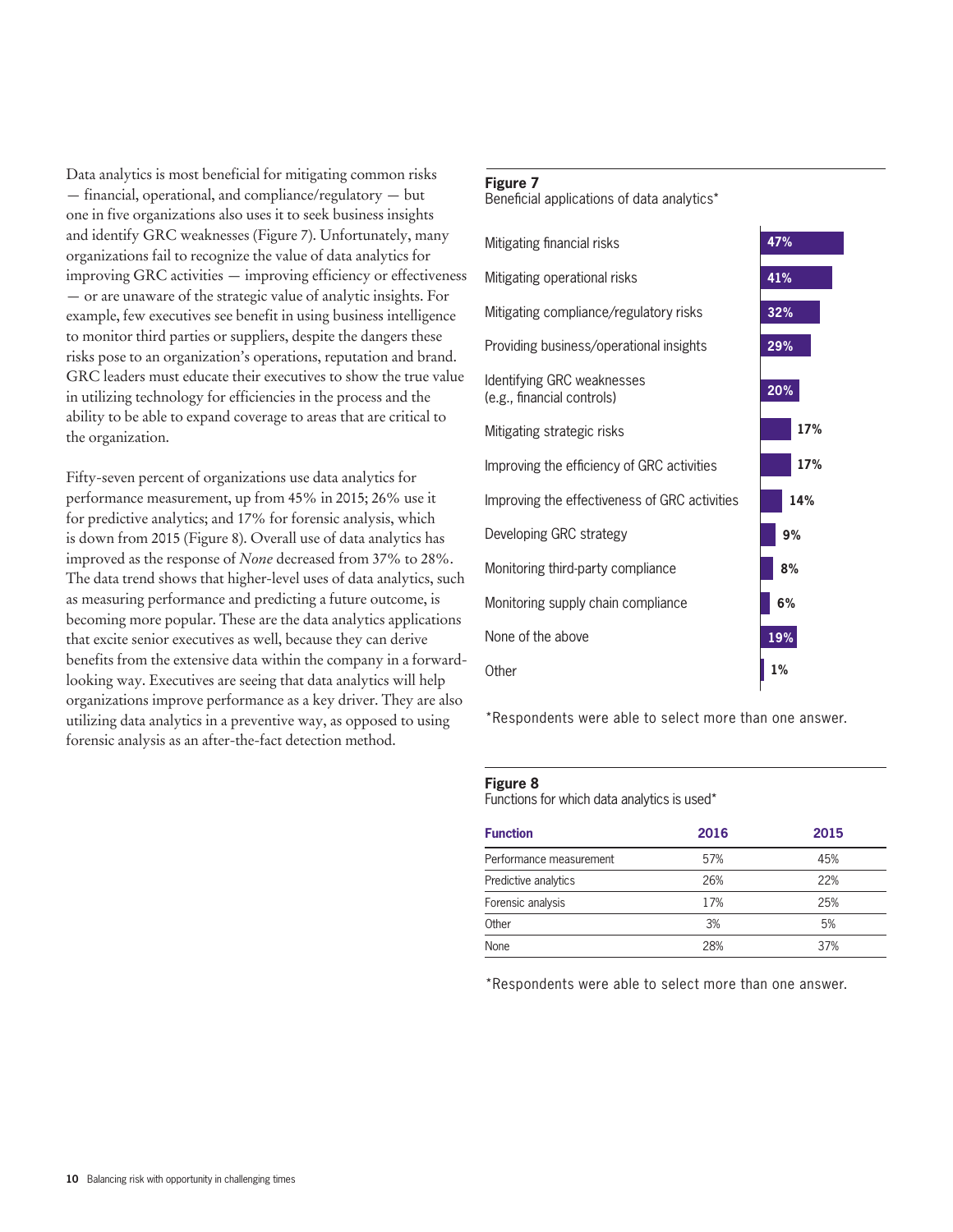Data analytics is most beneficial for mitigating common risks — financial, operational, and compliance/regulatory — but one in five organizations also uses it to seek business insights and identify GRC weaknesses (Figure 7). Unfortunately, many organizations fail to recognize the value of data analytics for improving GRC activities — improving efficiency or effectiveness — or are unaware of the strategic value of analytic insights. For example, few executives see benefit in using business intelligence to monitor third parties or suppliers, despite the dangers these risks pose to an organization's operations, reputation and brand. GRC leaders must educate their executives to show the true value in utilizing technology for efficiencies in the process and the ability to be able to expand coverage to areas that are critical to the organization.

Fifty-seven percent of organizations use data analytics for performance measurement, up from 45% in 2015; 26% use it for predictive analytics; and 17% for forensic analysis, which is down from 2015 (Figure 8). Overall use of data analytics has improved as the response of *None* decreased from 37% to 28%. The data trend shows that higher-level uses of data analytics, such as measuring performance and predicting a future outcome, is becoming more popular. These are the data analytics applications that excite senior executives as well, because they can derive benefits from the extensive data within the company in a forward-looking way. Executives are seeing that data analytics will help organizations improve performance as a key driver. They are also utilizing data analytics in a preventive way, as opposed to using forensic analysis as an after-the-fact detection method.

**Figure 7**
Beneficial applications of data analytics*

| Application | % |
| --- | --- |
| Mitigating financial risks | 47% |
| Mitigating operational risks | 41% |
| Mitigating compliance/regulatory risks | 32% |
| Providing business/operational insights | 29% |
| Identifying GRC weaknesses (e.g., financial controls) | 20% |
| Mitigating strategic risks | 17% |
| Improving the efficiency of GRC activities | 17% |
| Improving the effectiveness of GRC activities | 14% |
| Developing GRC strategy | 9% |
| Monitoring third-party compliance | 8% |
| Monitoring supply chain compliance | 6% |
| None of the above | 19% |
| Other | 1% |

*Respondents were able to select more than one answer.

**Figure 8**
Functions for which data analytics is used*

| Function | 2016 | 2015 |
| --- | --- | --- |
| Performance measurement | 57% | 45% |
| Predictive analytics | 26% | 22% |
| Forensic analysis | 17% | 25% |
| Other | 3% | 5% |
| None | 28% | 37% |

*Respondents were able to select more than one answer.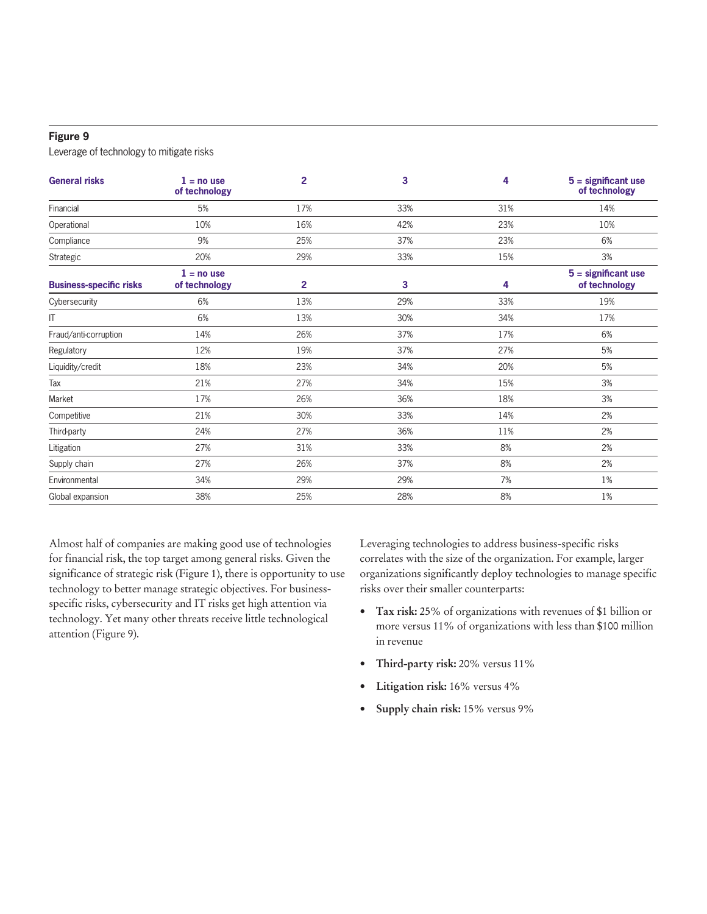**Figure 9**

Leverage of technology to mitigate risks

| General risks | 1 = no use of technology | 2 | 3 | 4 | 5 = significant use of technology |
|---|---|---|---|---|---|
| Financial | 5% | 17% | 33% | 31% | 14% |
| Operational | 10% | 16% | 42% | 23% | 10% |
| Compliance | 9% | 25% | 37% | 23% | 6% |
| Strategic | 20% | 29% | 33% | 15% | 3% |
| **Business-specific risks** | **1 = no use of technology** | **2** | **3** | **4** | **5 = significant use of technology** |
| Cybersecurity | 6% | 13% | 29% | 33% | 19% |
| IT | 6% | 13% | 30% | 34% | 17% |
| Fraud/anti-corruption | 14% | 26% | 37% | 17% | 6% |
| Regulatory | 12% | 19% | 37% | 27% | 5% |
| Liquidity/credit | 18% | 23% | 34% | 20% | 5% |
| Tax | 21% | 27% | 34% | 15% | 3% |
| Market | 17% | 26% | 36% | 18% | 3% |
| Competitive | 21% | 30% | 33% | 14% | 2% |
| Third-party | 24% | 27% | 36% | 11% | 2% |
| Litigation | 27% | 31% | 33% | 8% | 2% |
| Supply chain | 27% | 26% | 37% | 8% | 2% |
| Environmental | 34% | 29% | 29% | 7% | 1% |
| Global expansion | 38% | 25% | 28% | 8% | 1% |

Almost half of companies are making good use of technologies for financial risk, the top target among general risks. Given the significance of strategic risk (Figure 1), there is opportunity to use technology to better manage strategic objectives. For business-specific risks, cybersecurity and IT risks get high attention via technology. Yet many other threats receive little technological attention (Figure 9).

Leveraging technologies to address business-specific risks correlates with the size of the organization. For example, larger organizations significantly deploy technologies to manage specific risks over their smaller counterparts:

- **Tax risk:** 25% of organizations with revenues of $1 billion or more versus 11% of organizations with less than $100 million in revenue
- **Third-party risk:** 20% versus 11%
- **Litigation risk:** 16% versus 4%
- **Supply chain risk:** 15% versus 9%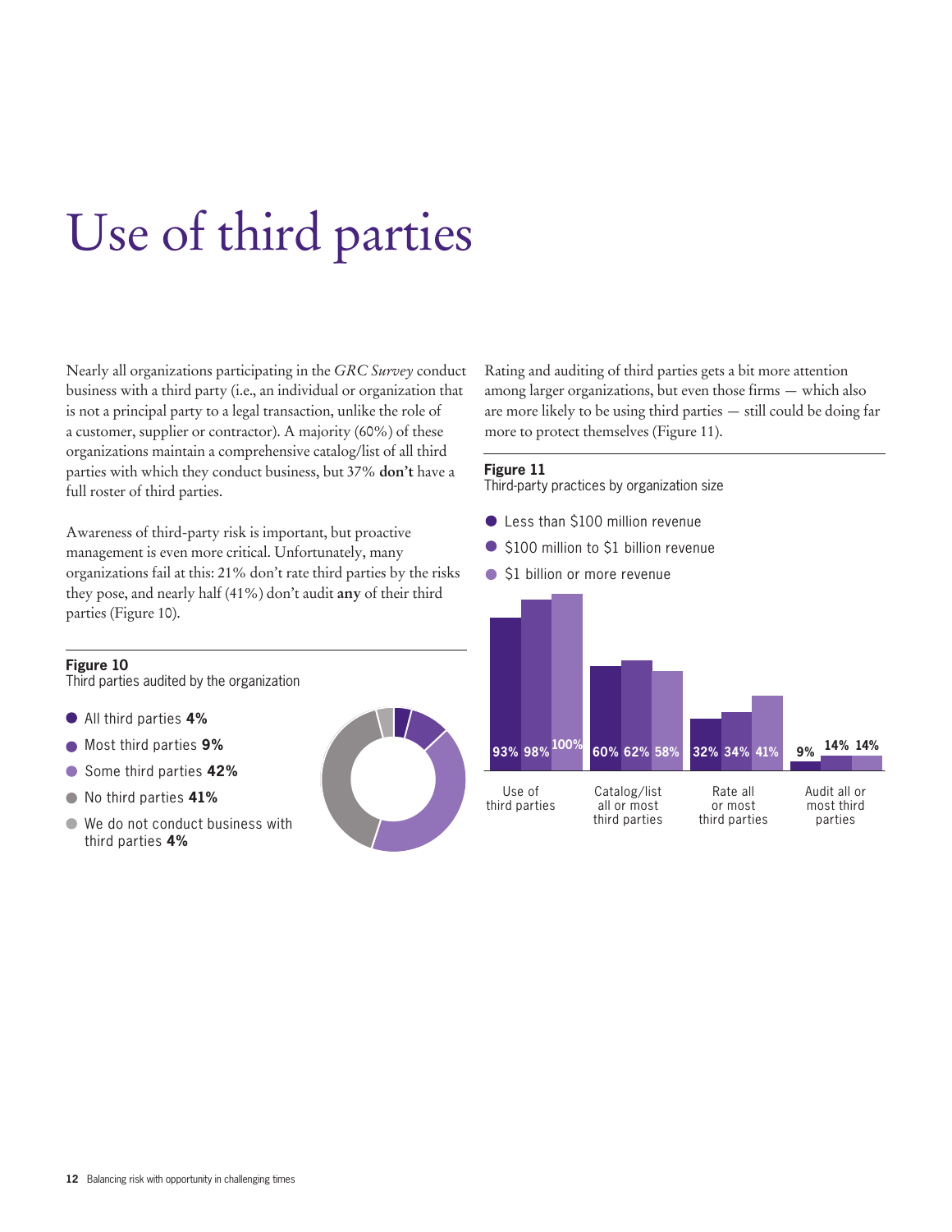# Use of third parties

Nearly all organizations participating in the *GRC Survey* conduct business with a third party (i.e., an individual or organization that is not a principal party to a legal transaction, unlike the role of a customer, supplier or contractor). A majority (60%) of these organizations maintain a comprehensive catalog/list of all third parties with which they conduct business, but 37% **don't** have a full roster of third parties.

Awareness of third-party risk is important, but proactive management is even more critical. Unfortunately, many organizations fail at this: 21% don't rate third parties by the risks they pose, and nearly half (41%) don't audit **any** of their third parties (Figure 10).

**Figure 10**
Third parties audited by the organization

- All third parties **4%**
- Most third parties **9%**
- Some third parties **42%**
- No third parties **41%**
- We do not conduct business with third parties **4%**

Rating and auditing of third parties gets a bit more attention among larger organizations, but even those firms — which also are more likely to be using third parties — still could be doing far more to protect themselves (Figure 11).

**Figure 11**
Third-party practices by organization size

| | Less than \$100 million revenue | \$100 million to \$1 billion revenue | \$1 billion or more revenue |
|---|---|---|---|
| Use of third parties | 93% | 98% | 100% |
| Catalog/list all or most third parties | 60% | 62% | 58% |
| Rate all or most third parties | 32% | 34% | 41% |
| Audit all or most third parties | 9% | 14% | 14% |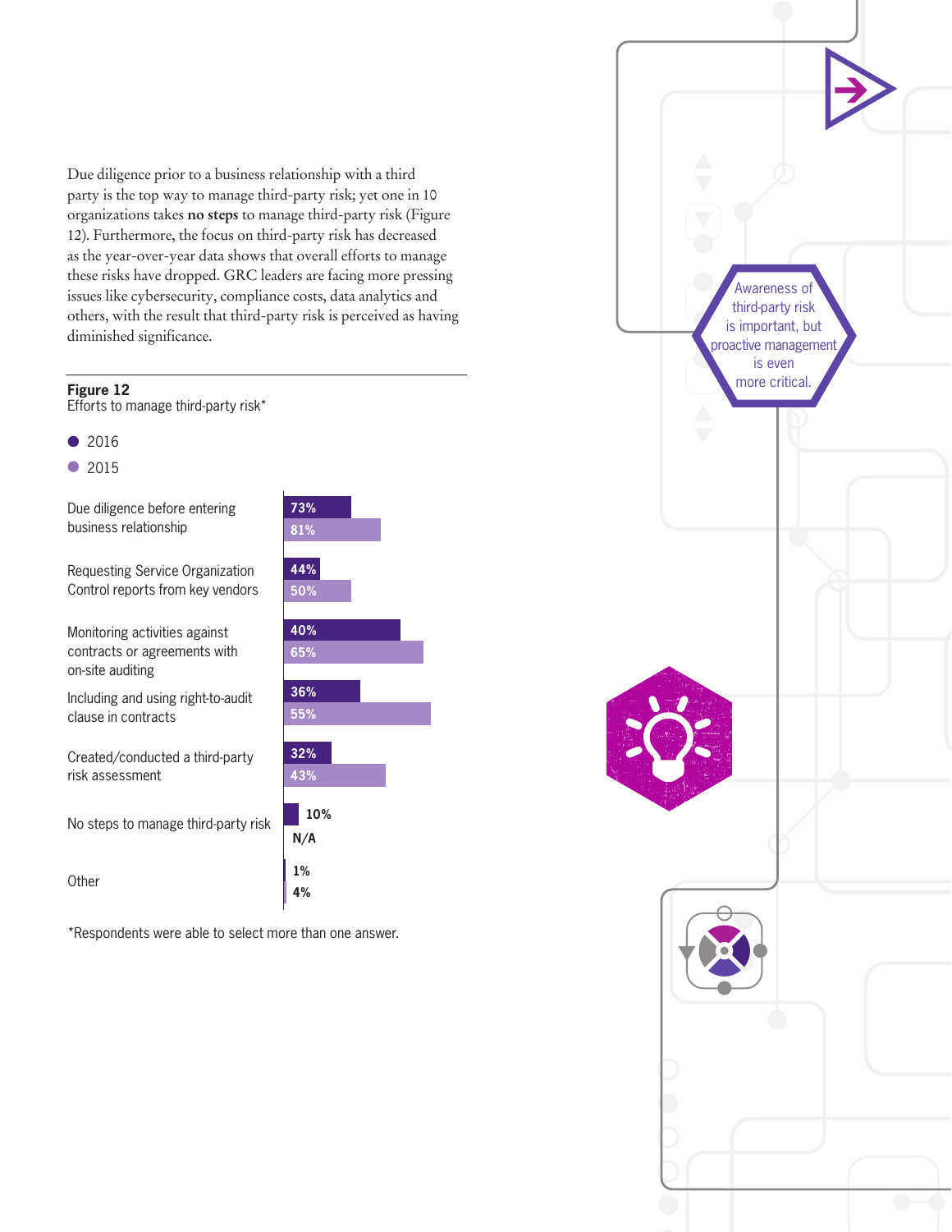Due diligence prior to a business relationship with a third party is the top way to manage third-party risk; yet one in 10 organizations takes **no steps** to manage third-party risk (Figure 12). Furthermore, the focus on third-party risk has decreased as the year-over-year data shows that overall efforts to manage these risks have dropped. GRC leaders are facing more pressing issues like cybersecurity, compliance costs, data analytics and others, with the result that third-party risk is perceived as having diminished significance.

**Figure 12**
Efforts to manage third-party risk*

| Effort | 2016 | 2015 |
|---|---|---|
| Due diligence before entering business relationship | 73% | 81% |
| Requesting Service Organization Control reports from key vendors | 44% | 50% |
| Monitoring activities against contracts or agreements with on-site auditing | 40% | 65% |
| Including and using right-to-audit clause in contracts | 36% | 55% |
| Created/conducted a third-party risk assessment | 32% | 43% |
| No steps to manage third-party risk | 10% | N/A |
| Other | 1% | 4% |

*Respondents were able to select more than one answer.

Awareness of third-party risk is important, but proactive management is even more critical.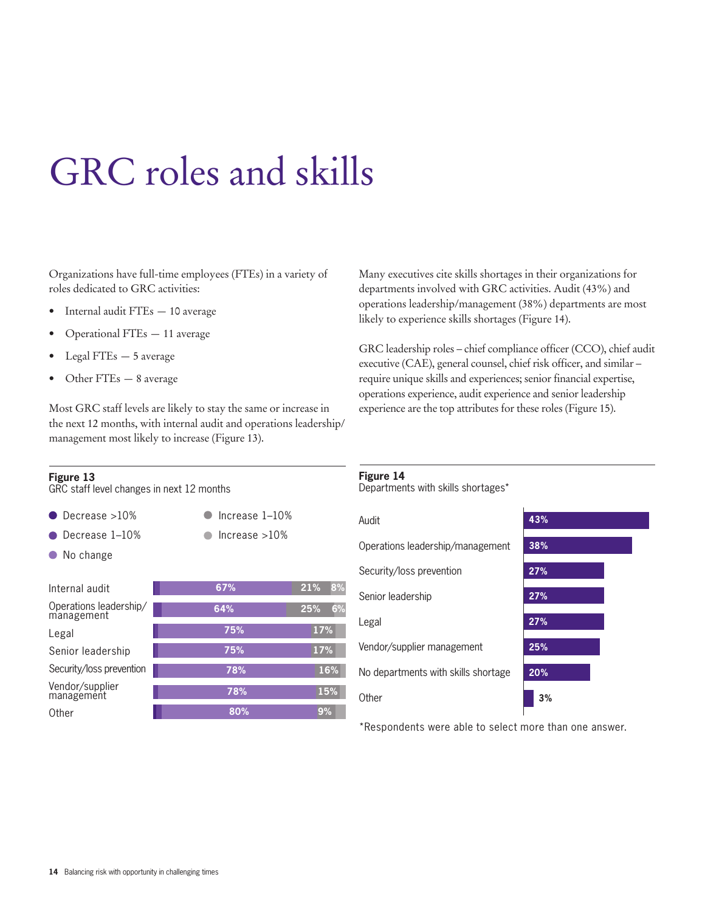# GRC roles and skills

Organizations have full-time employees (FTEs) in a variety of roles dedicated to GRC activities:

- Internal audit FTEs — 10 average
- Operational FTEs — 11 average
- Legal FTEs — 5 average
- Other FTEs — 8 average

Most GRC staff levels are likely to stay the same or increase in the next 12 months, with internal audit and operations leadership/management most likely to increase (Figure 13).

Many executives cite skills shortages in their organizations for departments involved with GRC activities. Audit (43%) and operations leadership/management (38%) departments are most likely to experience skills shortages (Figure 14).

GRC leadership roles – chief compliance officer (CCO), chief audit executive (CAE), general counsel, chief risk officer, and similar – require unique skills and experiences; senior financial expertise, operations experience, audit experience and senior leadership experience are the top attributes for these roles (Figure 15).

**Figure 13**
GRC staff level changes in next 12 months

| | Decrease >10% | Decrease 1–10% | No change | Increase 1–10% | Increase >10% |
|---|---|---|---|---|---|
| Internal audit | | | 67% | 21% | 8% |
| Operations leadership/management | | | 64% | 25% | 6% |
| Legal | | | 75% | 17% | |
| Senior leadership | | | 75% | 17% | |
| Security/loss prevention | | | 78% | 16% | |
| Vendor/supplier management | | | 78% | 15% | |
| Other | | | 80% | 9% | |

**Figure 14**
Departments with skills shortages*

| Department | % |
|---|---|
| Audit | 43% |
| Operations leadership/management | 38% |
| Security/loss prevention | 27% |
| Senior leadership | 27% |
| Legal | 27% |
| Vendor/supplier management | 25% |
| No departments with skills shortage | 20% |
| Other | 3% |

*Respondents were able to select more than one answer.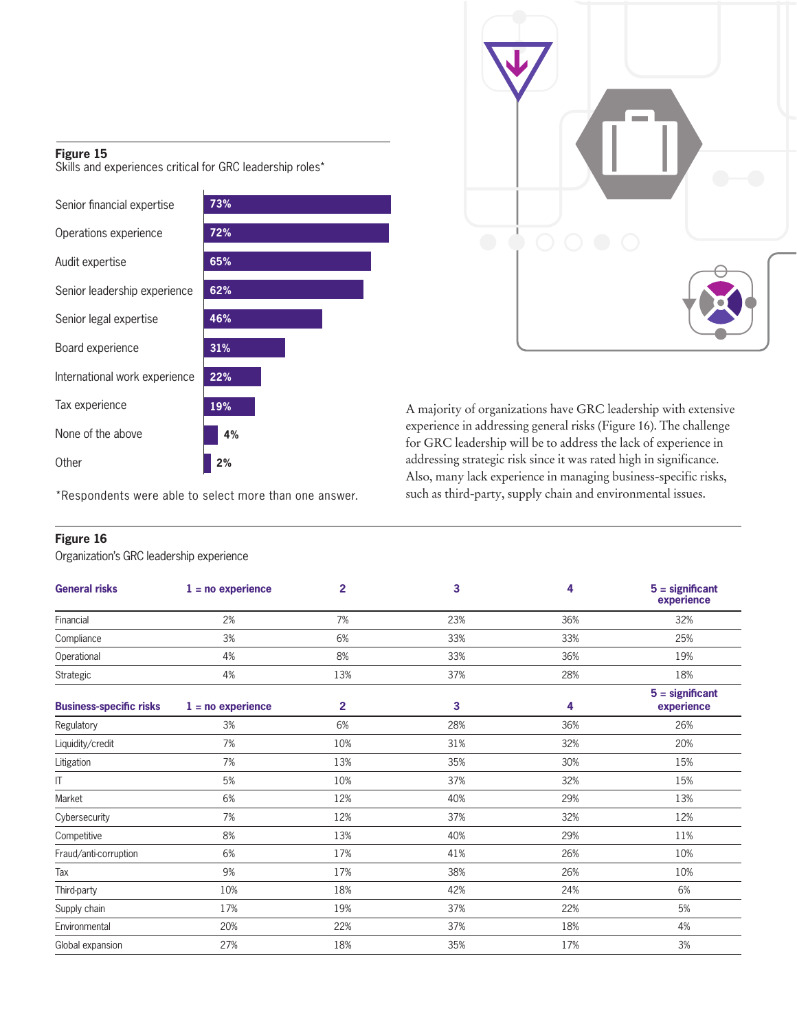**Figure 15**
Skills and experiences critical for GRC leadership roles*

| Skill/Experience | Percentage |
|---|---|
| Senior financial expertise | 73% |
| Operations experience | 72% |
| Audit expertise | 65% |
| Senior leadership experience | 62% |
| Senior legal expertise | 46% |
| Board experience | 31% |
| International work experience | 22% |
| Tax experience | 19% |
| None of the above | 4% |
| Other | 2% |

*Respondents were able to select more than one answer.

A majority of organizations have GRC leadership with extensive experience in addressing general risks (Figure 16). The challenge for GRC leadership will be to address the lack of experience in addressing strategic risk since it was rated high in significance. Also, many lack experience in managing business-specific risks, such as third-party, supply chain and environmental issues.

**Figure 16**
Organization's GRC leadership experience

| General risks | 1 = no experience | 2 | 3 | 4 | 5 = significant experience |
|---|---|---|---|---|---|
| Financial | 2% | 7% | 23% | 36% | 32% |
| Compliance | 3% | 6% | 33% | 33% | 25% |
| Operational | 4% | 8% | 33% | 36% | 19% |
| Strategic | 4% | 13% | 37% | 28% | 18% |
| **Business-specific risks** | **1 = no experience** | **2** | **3** | **4** | **5 = significant experience** |
| Regulatory | 3% | 6% | 28% | 36% | 26% |
| Liquidity/credit | 7% | 10% | 31% | 32% | 20% |
| Litigation | 7% | 13% | 35% | 30% | 15% |
| IT | 5% | 10% | 37% | 32% | 15% |
| Market | 6% | 12% | 40% | 29% | 13% |
| Cybersecurity | 7% | 12% | 37% | 32% | 12% |
| Competitive | 8% | 13% | 40% | 29% | 11% |
| Fraud/anti-corruption | 6% | 17% | 41% | 26% | 10% |
| Tax | 9% | 17% | 38% | 26% | 10% |
| Third-party | 10% | 18% | 42% | 24% | 6% |
| Supply chain | 17% | 19% | 37% | 22% | 5% |
| Environmental | 20% | 22% | 37% | 18% | 4% |
| Global expansion | 27% | 18% | 35% | 17% | 3% |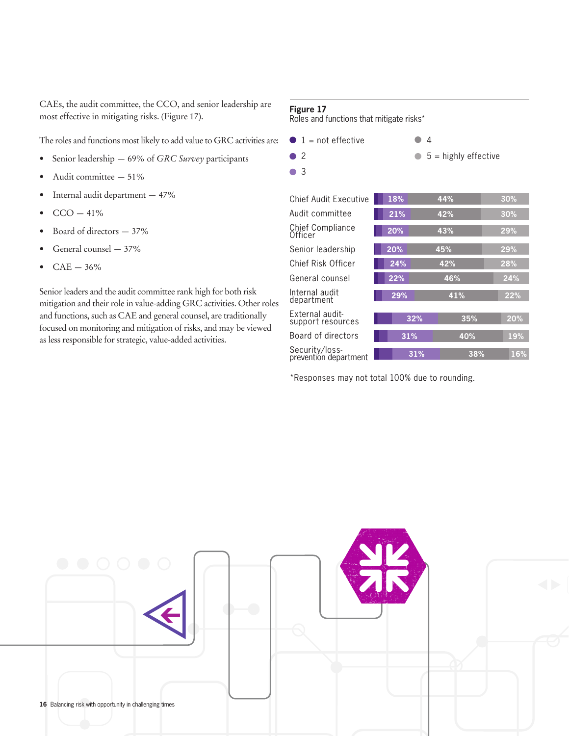CAEs, the audit committee, the CCO, and senior leadership are most effective in mitigating risks. (Figure 17).

The roles and functions most likely to add value to GRC activities are:

- Senior leadership — 69% of *GRC Survey* participants
- Audit committee — 51%
- Internal audit department — 47%
- CCO — 41%
- Board of directors — 37%
- General counsel — 37%
- CAE — 36%

Senior leaders and the audit committee rank high for both risk mitigation and their role in value-adding GRC activities. Other roles and functions, such as CAE and general counsel, are traditionally focused on monitoring and mitigation of risks, and may be viewed as less responsible for strategic, value-added activities.

**Figure 17**
Roles and functions that mitigate risks*

Legend: 1 = not effective; 2; 3; 4; 5 = highly effective

| Role/function | 3 | 4 | 5 = highly effective |
|---|---|---|---|
| Chief Audit Executive | 18% | 44% | 30% |
| Audit committee | 21% | 42% | 30% |
| Chief Compliance Officer | 20% | 43% | 29% |
| Senior leadership | 20% | 45% | 29% |
| Chief Risk Officer | 24% | 42% | 28% |
| General counsel | 22% | 46% | 24% |
| Internal audit department | 29% | 41% | 22% |
| External audit-support resources | 32% | 35% | 20% |
| Board of directors | 31% | 40% | 19% |
| Security/loss-prevention department | 31% | 38% | 16% |

*Responses may not total 100% due to rounding.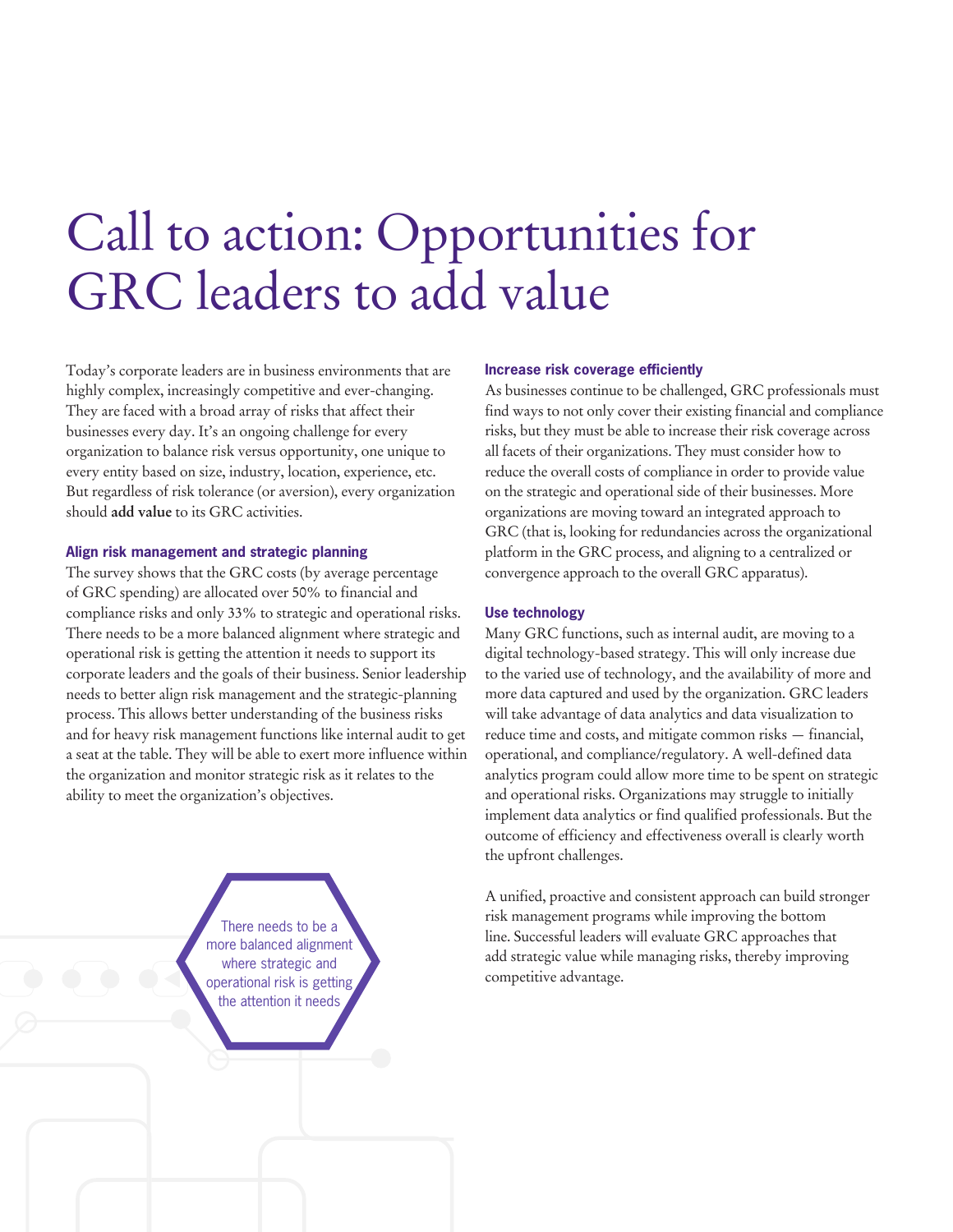# Call to action: Opportunities for GRC leaders to add value

Today's corporate leaders are in business environments that are highly complex, increasingly competitive and ever-changing. They are faced with a broad array of risks that affect their businesses every day. It's an ongoing challenge for every organization to balance risk versus opportunity, one unique to every entity based on size, industry, location, experience, etc. But regardless of risk tolerance (or aversion), every organization should **add value** to its GRC activities.

### Align risk management and strategic planning

The survey shows that the GRC costs (by average percentage of GRC spending) are allocated over 50% to financial and compliance risks and only 33% to strategic and operational risks. There needs to be a more balanced alignment where strategic and operational risk is getting the attention it needs to support its corporate leaders and the goals of their business. Senior leadership needs to better align risk management and the strategic-planning process. This allows better understanding of the business risks and for heavy risk management functions like internal audit to get a seat at the table. They will be able to exert more influence within the organization and monitor strategic risk as it relates to the ability to meet the organization's objectives.

There needs to be a more balanced alignment where strategic and operational risk is getting the attention it needs

### Increase risk coverage efficiently

As businesses continue to be challenged, GRC professionals must find ways to not only cover their existing financial and compliance risks, but they must be able to increase their risk coverage across all facets of their organizations. They must consider how to reduce the overall costs of compliance in order to provide value on the strategic and operational side of their businesses. More organizations are moving toward an integrated approach to GRC (that is, looking for redundancies across the organizational platform in the GRC process, and aligning to a centralized or convergence approach to the overall GRC apparatus).

### Use technology

Many GRC functions, such as internal audit, are moving to a digital technology-based strategy. This will only increase due to the varied use of technology, and the availability of more and more data captured and used by the organization. GRC leaders will take advantage of data analytics and data visualization to reduce time and costs, and mitigate common risks — financial, operational, and compliance/regulatory. A well-defined data analytics program could allow more time to be spent on strategic and operational risks. Organizations may struggle to initially implement data analytics or find qualified professionals. But the outcome of efficiency and effectiveness overall is clearly worth the upfront challenges.

A unified, proactive and consistent approach can build stronger risk management programs while improving the bottom line. Successful leaders will evaluate GRC approaches that add strategic value while managing risks, thereby improving competitive advantage.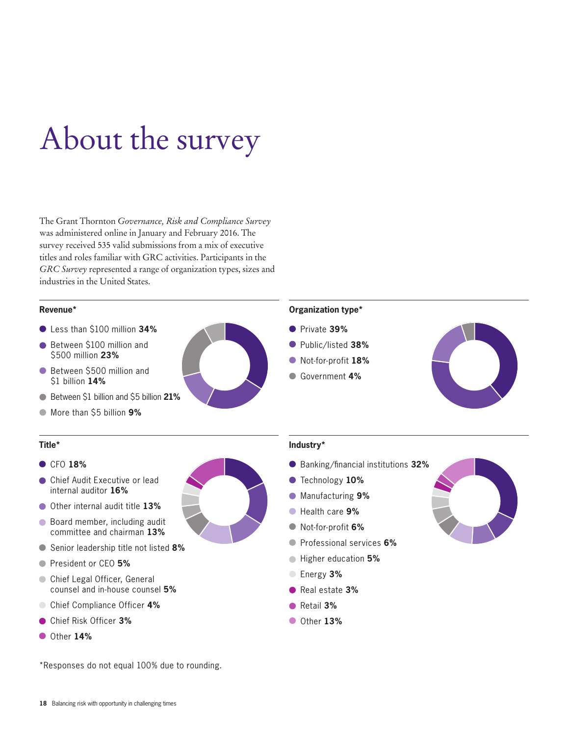# About the survey

The Grant Thornton *Governance, Risk and Compliance Survey* was administered online in January and February 2016. The survey received 535 valid submissions from a mix of executive titles and roles familiar with GRC activities. Participants in the *GRC Survey* represented a range of organization types, sizes and industries in the United States.

**Revenue***

- Less than $100 million **34%**
- Between $100 million and $500 million **23%**
- Between $500 million and $1 billion **14%**
- Between $1 billion and $5 billion **21%**
- More than $5 billion **9%**

**Organization type***

- Private **39%**
- Public/listed **38%**
- Not-for-profit **18%**
- Government **4%**

**Title***

- CFO **18%**
- Chief Audit Executive or lead internal auditor **16%**
- Other internal audit title **13%**
- Board member, including audit committee and chairman **13%**
- Senior leadership title not listed **8%**
- President or CEO **5%**
- Chief Legal Officer, General counsel and in-house counsel **5%**
- Chief Compliance Officer **4%**
- Chief Risk Officer **3%**
- Other **14%**

**Industry***

- Banking/financial institutions **32%**
- Technology **10%**
- Manufacturing **9%**
- Health care **9%**
- Not-for-profit **6%**
- Professional services **6%**
- Higher education **5%**
- Energy **3%**
- Real estate **3%**
- Retail **3%**
- Other **13%**

*Responses do not equal 100% due to rounding.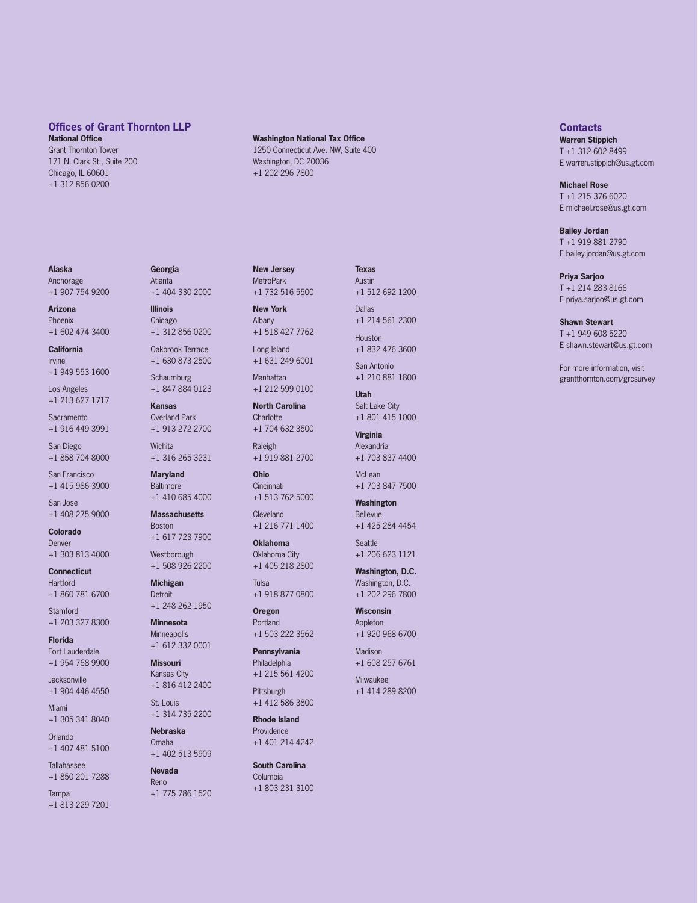## Offices of Grant Thornton LLP

**National Office**
Grant Thornton Tower
171 N. Clark St., Suite 200
Chicago, IL 60601
+1 312 856 0200

**Washington National Tax Office**
1250 Connecticut Ave. NW, Suite 400
Washington, DC 20036
+1 202 296 7800

**Alaska**
Anchorage
+1 907 754 9200

**Arizona**
Phoenix
+1 602 474 3400

**California**
Irvine
+1 949 553 1600

Los Angeles
+1 213 627 1717

Sacramento
+1 916 449 3991

San Diego
+1 858 704 8000

San Francisco
+1 415 986 3900

San Jose
+1 408 275 9000

**Colorado**
Denver
+1 303 813 4000

**Connecticut**
Hartford
+1 860 781 6700

Stamford
+1 203 327 8300

**Florida**
Fort Lauderdale
+1 954 768 9900

Jacksonville
+1 904 446 4550

Miami
+1 305 341 8040

Orlando
+1 407 481 5100

Tallahassee
+1 850 201 7288

Tampa
+1 813 229 7201

**Georgia**
Atlanta
+1 404 330 2000

**Illinois**
Chicago
+1 312 856 0200

Oakbrook Terrace
+1 630 873 2500

Schaumburg
+1 847 884 0123

**Kansas**
Overland Park
+1 913 272 2700

Wichita
+1 316 265 3231

**Maryland**
Baltimore
+1 410 685 4000

**Massachusetts**
Boston
+1 617 723 7900

Westborough
+1 508 926 2200

**Michigan**
Detroit
+1 248 262 1950

**Minnesota**
Minneapolis
+1 612 332 0001

**Missouri**
Kansas City
+1 816 412 2400

St. Louis
+1 314 735 2200

**Nebraska**
Omaha
+1 402 513 5909

**Nevada**
Reno
+1 775 786 1520

**New Jersey**
MetroPark
+1 732 516 5500

**New York**
Albany
+1 518 427 7762

Long Island
+1 631 249 6001

Manhattan
+1 212 599 0100

**North Carolina**
Charlotte
+1 704 632 3500

Raleigh
+1 919 881 2700

**Ohio**
Cincinnati
+1 513 762 5000

Cleveland
+1 216 771 1400

**Oklahoma**
Oklahoma City
+1 405 218 2800

Tulsa
+1 918 877 0800

**Oregon**
Portland
+1 503 222 3562

**Pennsylvania**
Philadelphia
+1 215 561 4200

Pittsburgh
+1 412 586 3800

**Rhode Island**
Providence
+1 401 214 4242

**South Carolina**
Columbia
+1 803 231 3100

**Texas**
Austin
+1 512 692 1200

Dallas
+1 214 561 2300

Houston
+1 832 476 3600

San Antonio
+1 210 881 1800

**Utah**
Salt Lake City
+1 801 415 1000

**Virginia**
Alexandria
+1 703 837 4400

McLean
+1 703 847 7500

**Washington**
Bellevue
+1 425 284 4454

Seattle
+1 206 623 1121

**Washington, D.C.**
Washington, D.C.
+1 202 296 7800

**Wisconsin**
Appleton
+1 920 968 6700

Madison
+1 608 257 6761

Milwaukee
+1 414 289 8200

## Contacts

**Warren Stippich**
T +1 312 602 8499
E warren.stippich@us.gt.com

**Michael Rose**
T +1 215 376 6020
E michael.rose@us.gt.com

**Bailey Jordan**
T +1 919 881 2790
E bailey.jordan@us.gt.com

**Priya Sarjoo**
T +1 214 283 8166
E priya.sarjoo@us.gt.com

**Shawn Stewart**
T +1 949 608 5220
E shawn.stewart@us.gt.com

For more information, visit grantthornton.com/grcsurvey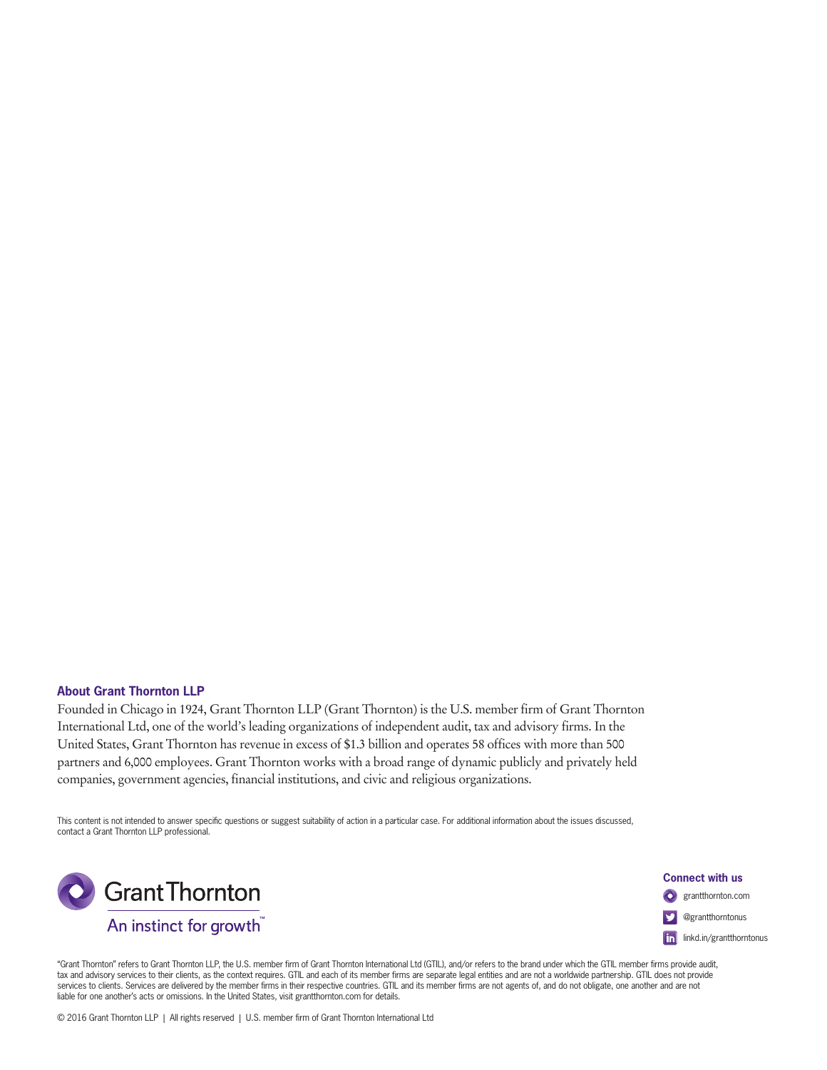### About Grant Thornton LLP

Founded in Chicago in 1924, Grant Thornton LLP (Grant Thornton) is the U.S. member firm of Grant Thornton International Ltd, one of the world's leading organizations of independent audit, tax and advisory firms. In the United States, Grant Thornton has revenue in excess of $1.3 billion and operates 58 offices with more than 500 partners and 6,000 employees. Grant Thornton works with a broad range of dynamic publicly and privately held companies, government agencies, financial institutions, and civic and religious organizations.

This content is not intended to answer specific questions or suggest suitability of action in a particular case. For additional information about the issues discussed, contact a Grant Thornton LLP professional.

Grant Thornton

An instinct for growth™

**Connect with us**

grantthornton.com

@grantthorntonus

linkd.in/grantthorntonus

"Grant Thornton" refers to Grant Thornton LLP, the U.S. member firm of Grant Thornton International Ltd (GTIL), and/or refers to the brand under which the GTIL member firms provide audit, tax and advisory services to their clients, as the context requires. GTIL and each of its member firms are separate legal entities and are not a worldwide partnership. GTIL does not provide services to clients. Services are delivered by the member firms in their respective countries. GTIL and its member firms are not agents of, and do not obligate, one another and are not liable for one another's acts or omissions. In the United States, visit grantthornton.com for details.

© 2016 Grant Thornton LLP | All rights reserved | U.S. member firm of Grant Thornton International Ltd